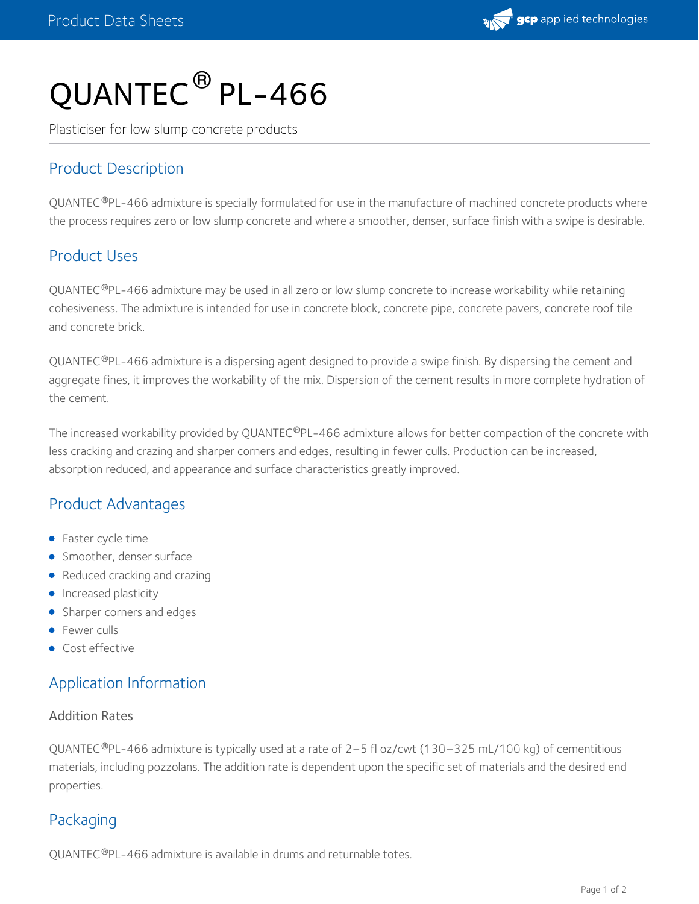# QUANTEC® PL-466

Plasticiser for low slump concrete products

## Product Description

QUANTEC®PL-466 admixture is specially formulated for use in the manufacture of machined concrete products where the process requires zero or low slump concrete and where a smoother, denser, surface finish with a swipe is desirable.

## Product Uses

QUANTEC®PL-466 admixture may be used in all zero or low slump concrete to increase workability while retaining cohesiveness. The admixture is intended for use in concrete block, concrete pipe, concrete pavers, concrete roof tile and concrete brick.

QUANTEC®PL-466 admixture is a dispersing agent designed to provide a swipe finish. By dispersing the cement and aggregate fines, it improves the workability of the mix. Dispersion of the cement results in more complete hydration of the cement.

The increased workability provided by QUANTEC®PL-466 admixture allows for better compaction of the concrete with less cracking and crazing and sharper corners and edges, resulting in fewer culls. Production can be increased, absorption reduced, and appearance and surface characteristics greatly improved.

## Product Advantages

- Faster cycle time
- Smoother, denser surface
- Reduced cracking and crazing
- Increased plasticity
- Sharper corners and edges
- Fewer culls
- Cost effective

## Application Information

### Addition Rates

QUANTEC®PL-466 admixture is typically used at a rate of 2–5 fl oz/cwt (130–325 mL/100 kg) of cementitious materials, including pozzolans. The addition rate is dependent upon the specific set of materials and the desired end properties.

## Packaging

QUANTEC®PL-466 admixture is available in drums and returnable totes.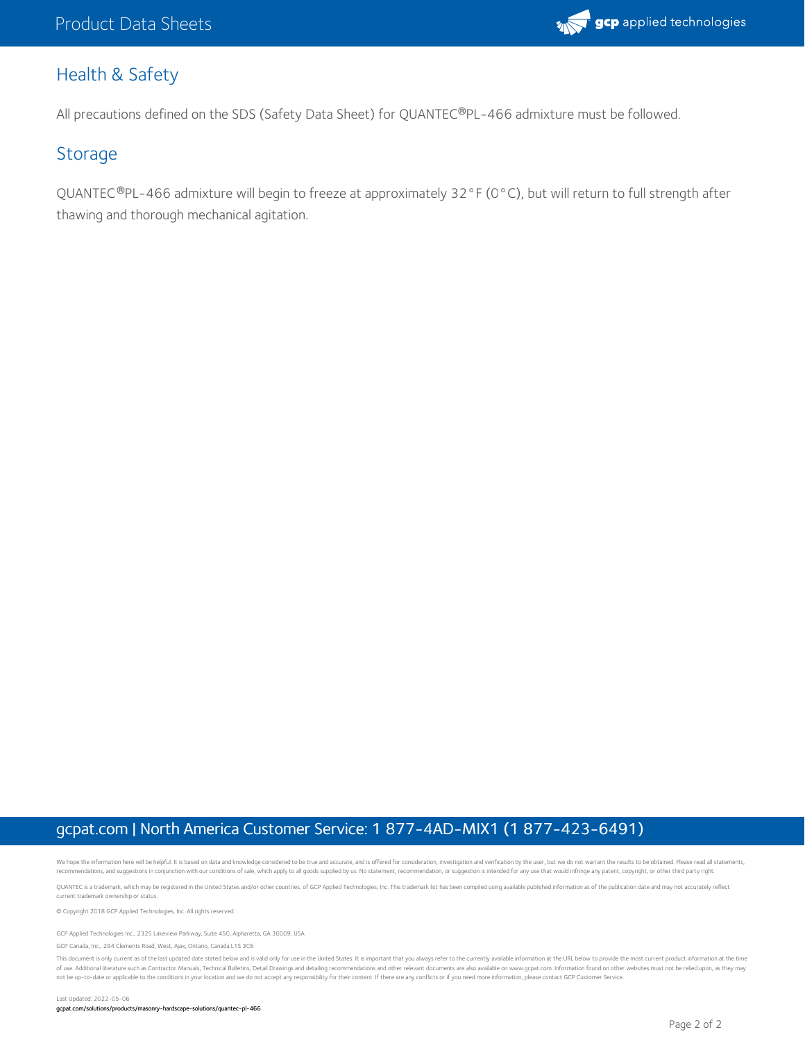## Health & Safety

All precautions defined on the SDS (Safety Data Sheet) for QUANTEC®PL-466 admixture must be followed.

## Storage

QUANTEC®PL-466 admixture will begin to freeze at approximately 32°F (0°C), but will return to full strength after thawing and thorough mechanical agitation.

gcpat.com | North America Customer Service: 1 877-4AD-MIX1 (1 877-423-6491)

We hope the information here will be helpful. It is based on data and knowledge considered to be true and accurate, and is offered for consideration, investigation and verification by the user, but we do not warrant the results to be obtained. Please read all statements, recommendations, and suggestions in conjunction with our conditions of sale, which apply to all goods supplied by us. No statement, recommendation, or suggestion is intended for any use that would infringe any patent, copyright, or other third party right.

QUANTEC is a trademark, which may be registered in the United States and/or other countries, of GCP Applied Technologies, Inc. This trademark list has been compiled using available published information as of the publication date and may not accurately reflect current trademark ownership or status.

© Copyright 2018 GCP Applied Technologies, Inc. All rights reserved.

GCP Applied Technologies Inc., 2325 Lakeview Parkway, Suite 450, Alpharetta, GA 30009, USA

GCP Canada, Inc., 294 Clements Road, West, Ajax, Ontario, Canada L1S 3C6

This document is only current as of the last updated date stated below and is valid only for use in the United States. It is important that you always refer to the currently available information at the URL below to provide the most current product information at the time of use. Additional literature such as Contractor Manuals, Technical Bulletins, Detail Drawings and detailing recommendations and other relevant documents are also available on www.gcpat.com. Information found on other websites must not be relied upon, as they may not be up-to-date or applicable to the conditions in your location and we do not accept any responsibility for their content. If there are any conflicts or if you need more information, please contact GCP Customer Service.

Last Updated: 2022-05-06

gcpat.com/solutions/products/masonry-hardscape-solutions/quantec-pl-466